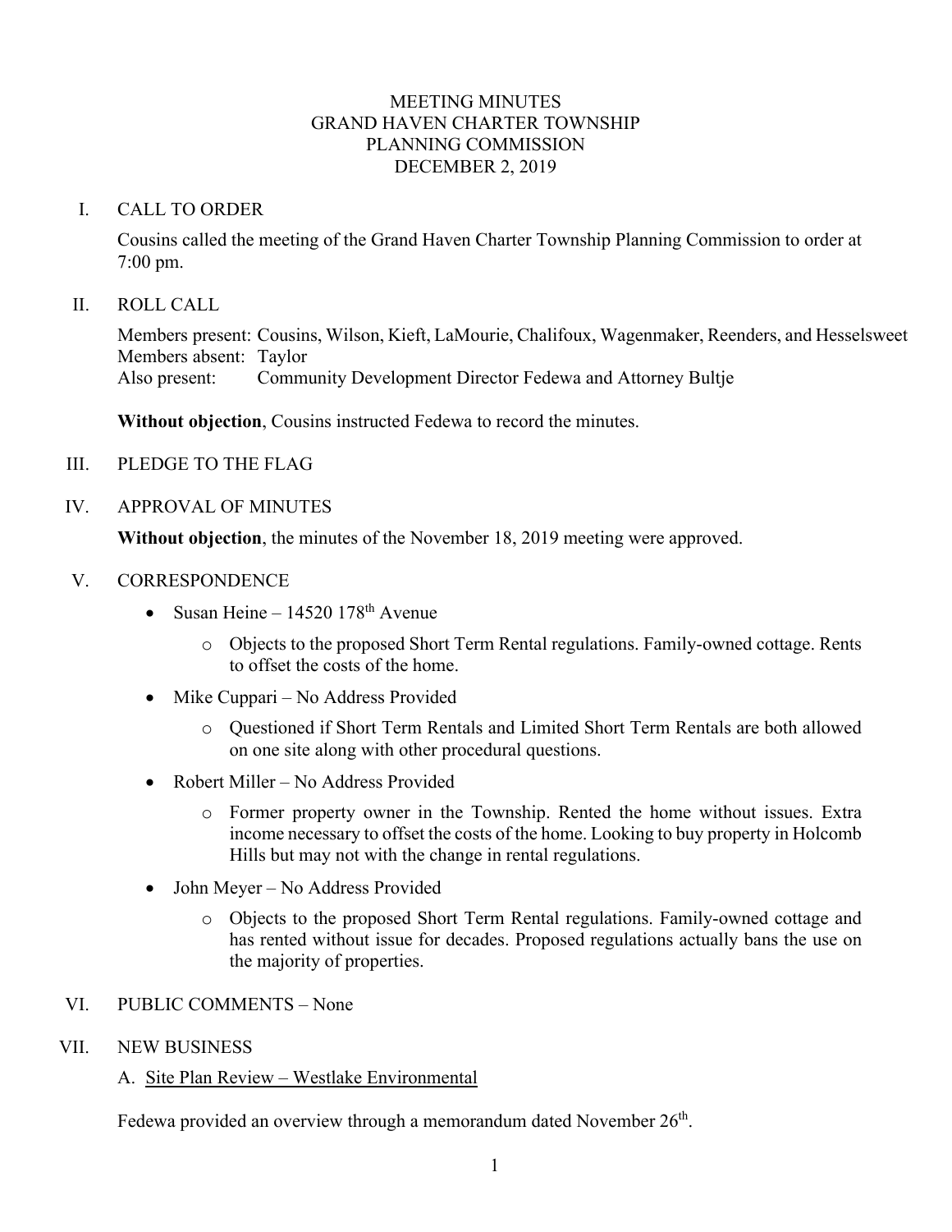# MEETING MINUTES
# GRAND HAVEN CHARTER TOWNSHIP
# PLANNING COMMISSION
# DECEMBER 2, 2019

## I. CALL TO ORDER

Cousins called the meeting of the Grand Haven Charter Township Planning Commission to order at 7:00 pm.

## II. ROLL CALL

Members present: Cousins, Wilson, Kieft, LaMourie, Chalifoux, Wagenmaker, Reenders, and Hesselsweet
Members absent: Taylor
Also present: Community Development Director Fedewa and Attorney Bultje

**Without objection**, Cousins instructed Fedewa to record the minutes.

## III. PLEDGE TO THE FLAG

## IV. APPROVAL OF MINUTES

**Without objection**, the minutes of the November 18, 2019 meeting were approved.

## V. CORRESPONDENCE

- Susan Heine – 14520 178th Avenue
  - Objects to the proposed Short Term Rental regulations. Family-owned cottage. Rents to offset the costs of the home.
- Mike Cuppari – No Address Provided
  - Questioned if Short Term Rentals and Limited Short Term Rentals are both allowed on one site along with other procedural questions.
- Robert Miller – No Address Provided
  - Former property owner in the Township. Rented the home without issues. Extra income necessary to offset the costs of the home. Looking to buy property in Holcomb Hills but may not with the change in rental regulations.
- John Meyer – No Address Provided
  - Objects to the proposed Short Term Rental regulations. Family-owned cottage and has rented without issue for decades. Proposed regulations actually bans the use on the majority of properties.

## VI. PUBLIC COMMENTS – None

## VII. NEW BUSINESS

A. Site Plan Review – Westlake Environmental

Fedewa provided an overview through a memorandum dated November 26th.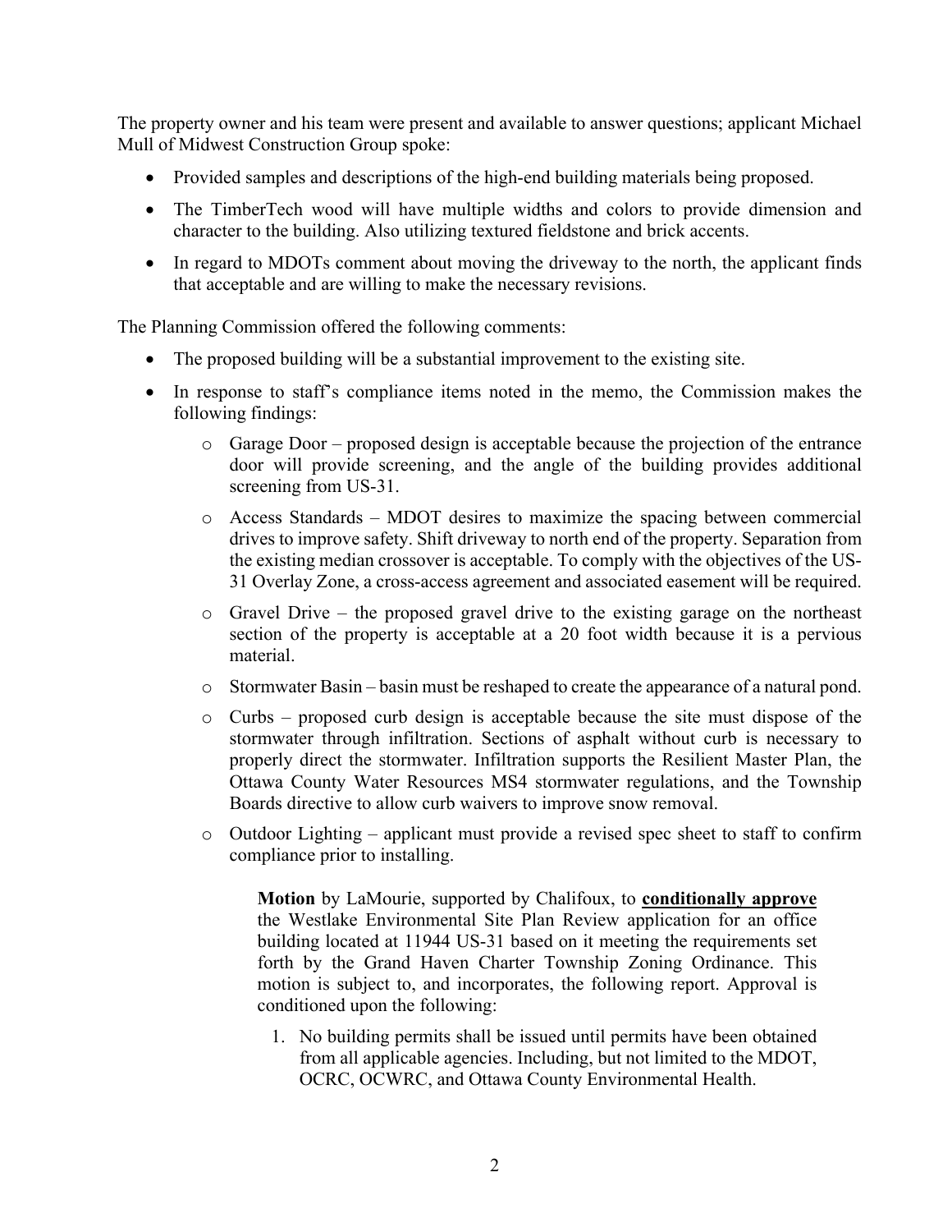The property owner and his team were present and available to answer questions; applicant Michael Mull of Midwest Construction Group spoke:

- Provided samples and descriptions of the high-end building materials being proposed.
- The TimberTech wood will have multiple widths and colors to provide dimension and character to the building. Also utilizing textured fieldstone and brick accents.
- In regard to MDOTs comment about moving the driveway to the north, the applicant finds that acceptable and are willing to make the necessary revisions.

The Planning Commission offered the following comments:

- The proposed building will be a substantial improvement to the existing site.
- In response to staff's compliance items noted in the memo, the Commission makes the following findings:
  - Garage Door – proposed design is acceptable because the projection of the entrance door will provide screening, and the angle of the building provides additional screening from US-31.
  - Access Standards – MDOT desires to maximize the spacing between commercial drives to improve safety. Shift driveway to north end of the property. Separation from the existing median crossover is acceptable. To comply with the objectives of the US-31 Overlay Zone, a cross-access agreement and associated easement will be required.
  - Gravel Drive – the proposed gravel drive to the existing garage on the northeast section of the property is acceptable at a 20 foot width because it is a pervious material.
  - Stormwater Basin – basin must be reshaped to create the appearance of a natural pond.
  - Curbs – proposed curb design is acceptable because the site must dispose of the stormwater through infiltration. Sections of asphalt without curb is necessary to properly direct the stormwater. Infiltration supports the Resilient Master Plan, the Ottawa County Water Resources MS4 stormwater regulations, and the Township Boards directive to allow curb waivers to improve snow removal.
  - Outdoor Lighting – applicant must provide a revised spec sheet to staff to confirm compliance prior to installing.

> **Motion** by LaMourie, supported by Chalifoux, to **conditionally approve** the Westlake Environmental Site Plan Review application for an office building located at 11944 US-31 based on it meeting the requirements set forth by the Grand Haven Charter Township Zoning Ordinance. This motion is subject to, and incorporates, the following report. Approval is conditioned upon the following:
>
> 1. No building permits shall be issued until permits have been obtained from all applicable agencies. Including, but not limited to the MDOT, OCRC, OCWRC, and Ottawa County Environmental Health.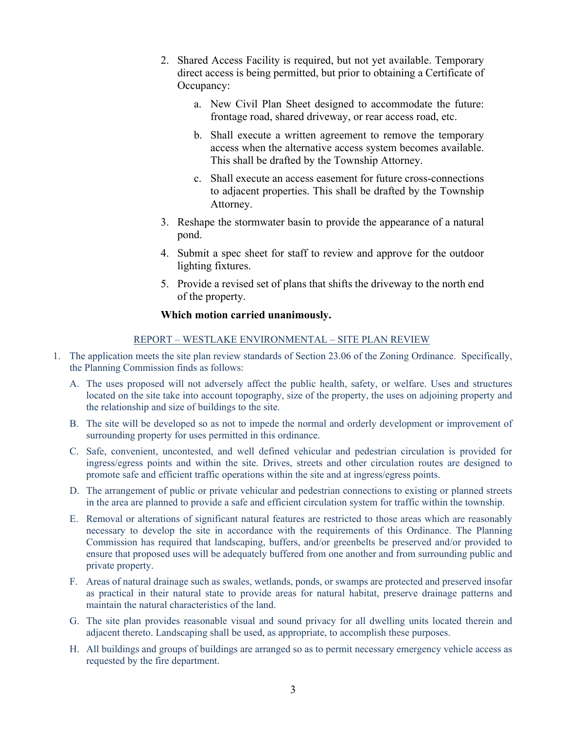2. Shared Access Facility is required, but not yet available. Temporary direct access is being permitted, but prior to obtaining a Certificate of Occupancy:

   a. New Civil Plan Sheet designed to accommodate the future: frontage road, shared driveway, or rear access road, etc.

   b. Shall execute a written agreement to remove the temporary access when the alternative access system becomes available. This shall be drafted by the Township Attorney.

   c. Shall execute an access easement for future cross-connections to adjacent properties. This shall be drafted by the Township Attorney.

3. Reshape the stormwater basin to provide the appearance of a natural pond.

4. Submit a spec sheet for staff to review and approve for the outdoor lighting fixtures.

5. Provide a revised set of plans that shifts the driveway to the north end of the property.

**Which motion carried unanimously.**

REPORT – WESTLAKE ENVIRONMENTAL – SITE PLAN REVIEW

1. The application meets the site plan review standards of Section 23.06 of the Zoning Ordinance. Specifically, the Planning Commission finds as follows:

   A. The uses proposed will not adversely affect the public health, safety, or welfare. Uses and structures located on the site take into account topography, size of the property, the uses on adjoining property and the relationship and size of buildings to the site.

   B. The site will be developed so as not to impede the normal and orderly development or improvement of surrounding property for uses permitted in this ordinance.

   C. Safe, convenient, uncontested, and well defined vehicular and pedestrian circulation is provided for ingress/egress points and within the site. Drives, streets and other circulation routes are designed to promote safe and efficient traffic operations within the site and at ingress/egress points.

   D. The arrangement of public or private vehicular and pedestrian connections to existing or planned streets in the area are planned to provide a safe and efficient circulation system for traffic within the township.

   E. Removal or alterations of significant natural features are restricted to those areas which are reasonably necessary to develop the site in accordance with the requirements of this Ordinance. The Planning Commission has required that landscaping, buffers, and/or greenbelts be preserved and/or provided to ensure that proposed uses will be adequately buffered from one another and from surrounding public and private property.

   F. Areas of natural drainage such as swales, wetlands, ponds, or swamps are protected and preserved insofar as practical in their natural state to provide areas for natural habitat, preserve drainage patterns and maintain the natural characteristics of the land.

   G. The site plan provides reasonable visual and sound privacy for all dwelling units located therein and adjacent thereto. Landscaping shall be used, as appropriate, to accomplish these purposes.

   H. All buildings and groups of buildings are arranged so as to permit necessary emergency vehicle access as requested by the fire department.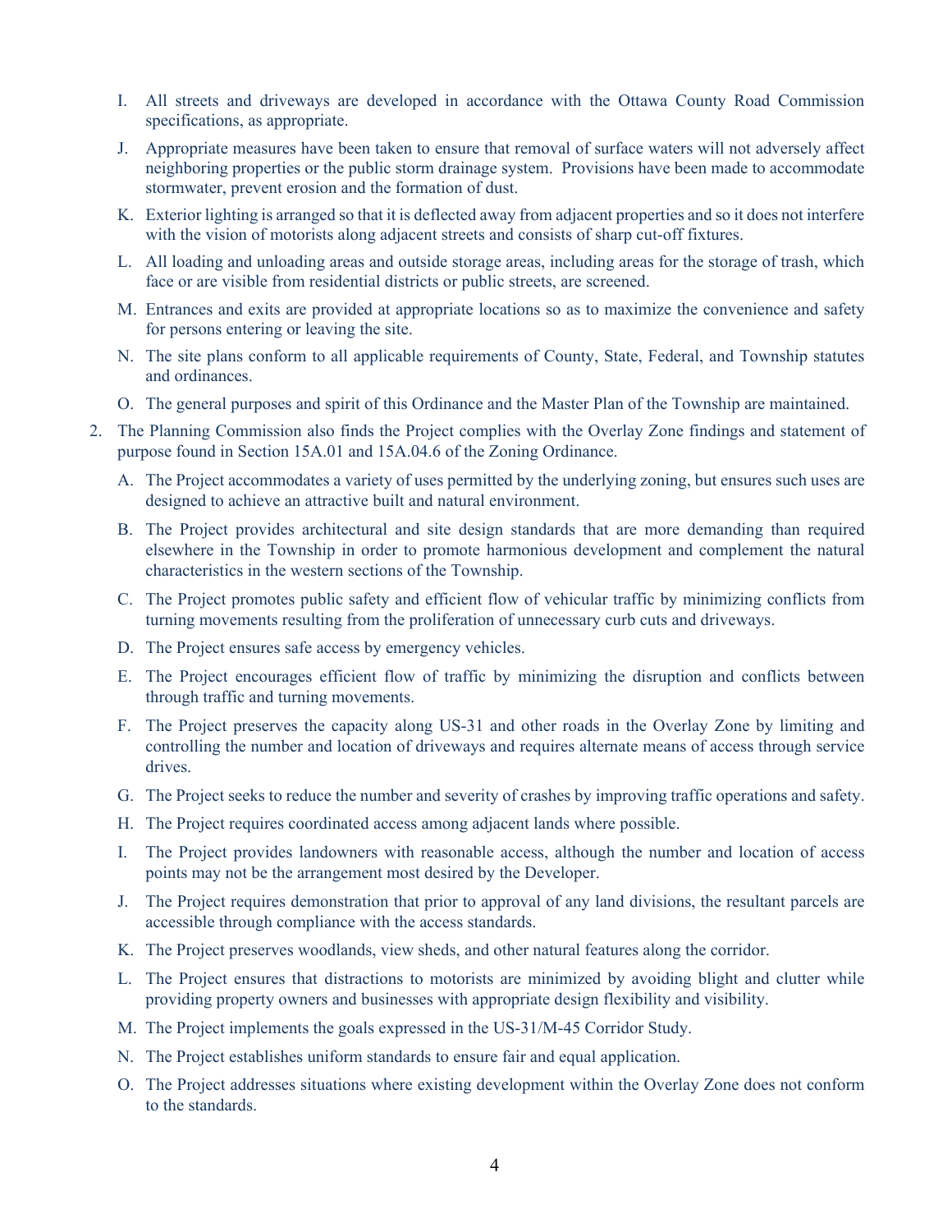I. All streets and driveways are developed in accordance with the Ottawa County Road Commission specifications, as appropriate.

J. Appropriate measures have been taken to ensure that removal of surface waters will not adversely affect neighboring properties or the public storm drainage system. Provisions have been made to accommodate stormwater, prevent erosion and the formation of dust.

K. Exterior lighting is arranged so that it is deflected away from adjacent properties and so it does not interfere with the vision of motorists along adjacent streets and consists of sharp cut-off fixtures.

L. All loading and unloading areas and outside storage areas, including areas for the storage of trash, which face or are visible from residential districts or public streets, are screened.

M. Entrances and exits are provided at appropriate locations so as to maximize the convenience and safety for persons entering or leaving the site.

N. The site plans conform to all applicable requirements of County, State, Federal, and Township statutes and ordinances.

O. The general purposes and spirit of this Ordinance and the Master Plan of the Township are maintained.

2. The Planning Commission also finds the Project complies with the Overlay Zone findings and statement of purpose found in Section 15A.01 and 15A.04.6 of the Zoning Ordinance.

   A. The Project accommodates a variety of uses permitted by the underlying zoning, but ensures such uses are designed to achieve an attractive built and natural environment.

   B. The Project provides architectural and site design standards that are more demanding than required elsewhere in the Township in order to promote harmonious development and complement the natural characteristics in the western sections of the Township.

   C. The Project promotes public safety and efficient flow of vehicular traffic by minimizing conflicts from turning movements resulting from the proliferation of unnecessary curb cuts and driveways.

   D. The Project ensures safe access by emergency vehicles.

   E. The Project encourages efficient flow of traffic by minimizing the disruption and conflicts between through traffic and turning movements.

   F. The Project preserves the capacity along US-31 and other roads in the Overlay Zone by limiting and controlling the number and location of driveways and requires alternate means of access through service drives.

   G. The Project seeks to reduce the number and severity of crashes by improving traffic operations and safety.

   H. The Project requires coordinated access among adjacent lands where possible.

   I. The Project provides landowners with reasonable access, although the number and location of access points may not be the arrangement most desired by the Developer.

   J. The Project requires demonstration that prior to approval of any land divisions, the resultant parcels are accessible through compliance with the access standards.

   K. The Project preserves woodlands, view sheds, and other natural features along the corridor.

   L. The Project ensures that distractions to motorists are minimized by avoiding blight and clutter while providing property owners and businesses with appropriate design flexibility and visibility.

   M. The Project implements the goals expressed in the US-31/M-45 Corridor Study.

   N. The Project establishes uniform standards to ensure fair and equal application.

   O. The Project addresses situations where existing development within the Overlay Zone does not conform to the standards.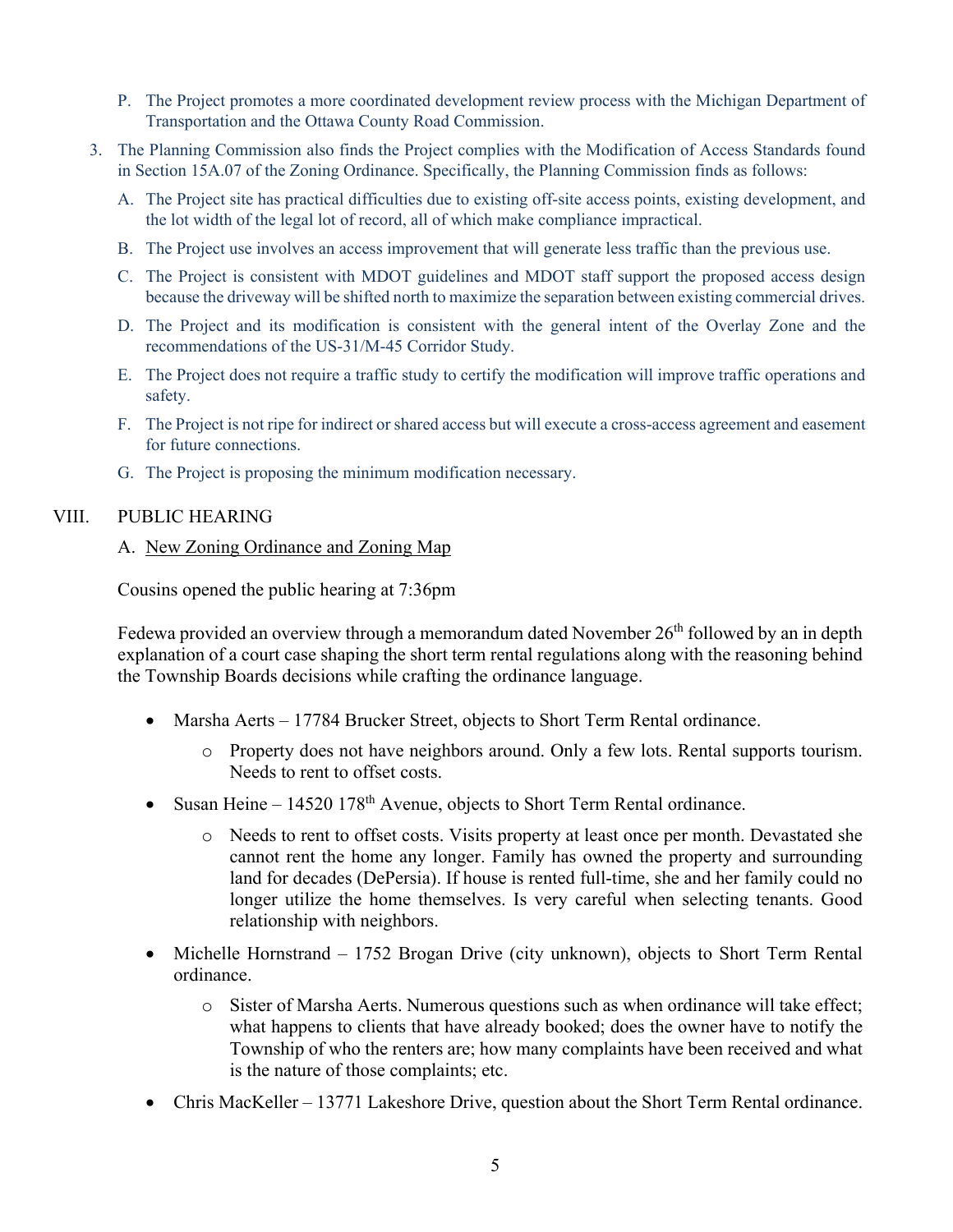P. The Project promotes a more coordinated development review process with the Michigan Department of Transportation and the Ottawa County Road Commission.

3. The Planning Commission also finds the Project complies with the Modification of Access Standards found in Section 15A.07 of the Zoning Ordinance. Specifically, the Planning Commission finds as follows:

   A. The Project site has practical difficulties due to existing off-site access points, existing development, and the lot width of the legal lot of record, all of which make compliance impractical.

   B. The Project use involves an access improvement that will generate less traffic than the previous use.

   C. The Project is consistent with MDOT guidelines and MDOT staff support the proposed access design because the driveway will be shifted north to maximize the separation between existing commercial drives.

   D. The Project and its modification is consistent with the general intent of the Overlay Zone and the recommendations of the US-31/M-45 Corridor Study.

   E. The Project does not require a traffic study to certify the modification will improve traffic operations and safety.

   F. The Project is not ripe for indirect or shared access but will execute a cross-access agreement and easement for future connections.

   G. The Project is proposing the minimum modification necessary.

## VIII. PUBLIC HEARING

A. New Zoning Ordinance and Zoning Map

Cousins opened the public hearing at 7:36pm

Fedewa provided an overview through a memorandum dated November 26th followed by an in depth explanation of a court case shaping the short term rental regulations along with the reasoning behind the Township Boards decisions while crafting the ordinance language.

- Marsha Aerts – 17784 Brucker Street, objects to Short Term Rental ordinance.
  - Property does not have neighbors around. Only a few lots. Rental supports tourism. Needs to rent to offset costs.
- Susan Heine – 14520 178th Avenue, objects to Short Term Rental ordinance.
  - Needs to rent to offset costs. Visits property at least once per month. Devastated she cannot rent the home any longer. Family has owned the property and surrounding land for decades (DePersia). If house is rented full-time, she and her family could no longer utilize the home themselves. Is very careful when selecting tenants. Good relationship with neighbors.
- Michelle Hornstrand – 1752 Brogan Drive (city unknown), objects to Short Term Rental ordinance.
  - Sister of Marsha Aerts. Numerous questions such as when ordinance will take effect; what happens to clients that have already booked; does the owner have to notify the Township of who the renters are; how many complaints have been received and what is the nature of those complaints; etc.
- Chris MacKeller – 13771 Lakeshore Drive, question about the Short Term Rental ordinance.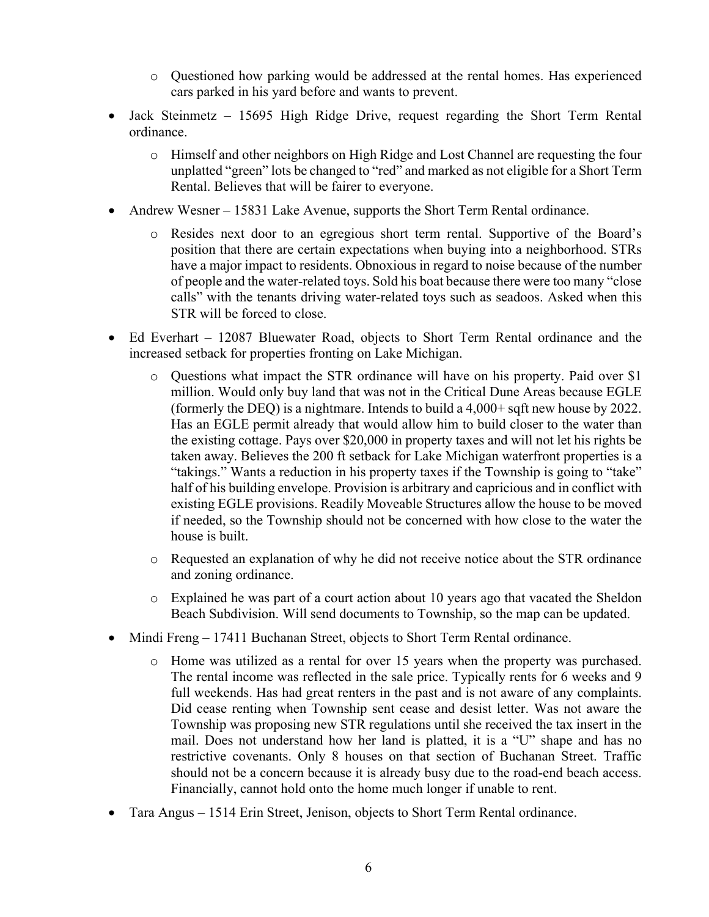- Questioned how parking would be addressed at the rental homes. Has experienced cars parked in his yard before and wants to prevent.

- Jack Steinmetz – 15695 High Ridge Drive, request regarding the Short Term Rental ordinance.
  - Himself and other neighbors on High Ridge and Lost Channel are requesting the four unplatted "green" lots be changed to "red" and marked as not eligible for a Short Term Rental. Believes that will be fairer to everyone.

- Andrew Wesner – 15831 Lake Avenue, supports the Short Term Rental ordinance.
  - Resides next door to an egregious short term rental. Supportive of the Board's position that there are certain expectations when buying into a neighborhood. STRs have a major impact to residents. Obnoxious in regard to noise because of the number of people and the water-related toys. Sold his boat because there were too many "close calls" with the tenants driving water-related toys such as seadoos. Asked when this STR will be forced to close.

- Ed Everhart – 12087 Bluewater Road, objects to Short Term Rental ordinance and the increased setback for properties fronting on Lake Michigan.
  - Questions what impact the STR ordinance will have on his property. Paid over $1 million. Would only buy land that was not in the Critical Dune Areas because EGLE (formerly the DEQ) is a nightmare. Intends to build a 4,000+ sqft new house by 2022. Has an EGLE permit already that would allow him to build closer to the water than the existing cottage. Pays over $20,000 in property taxes and will not let his rights be taken away. Believes the 200 ft setback for Lake Michigan waterfront properties is a "takings." Wants a reduction in his property taxes if the Township is going to "take" half of his building envelope. Provision is arbitrary and capricious and in conflict with existing EGLE provisions. Readily Moveable Structures allow the house to be moved if needed, so the Township should not be concerned with how close to the water the house is built.
  - Requested an explanation of why he did not receive notice about the STR ordinance and zoning ordinance.
  - Explained he was part of a court action about 10 years ago that vacated the Sheldon Beach Subdivision. Will send documents to Township, so the map can be updated.

- Mindi Freng – 17411 Buchanan Street, objects to Short Term Rental ordinance.
  - Home was utilized as a rental for over 15 years when the property was purchased. The rental income was reflected in the sale price. Typically rents for 6 weeks and 9 full weekends. Has had great renters in the past and is not aware of any complaints. Did cease renting when Township sent cease and desist letter. Was not aware the Township was proposing new STR regulations until she received the tax insert in the mail. Does not understand how her land is platted, it is a "U" shape and has no restrictive covenants. Only 8 houses on that section of Buchanan Street. Traffic should not be a concern because it is already busy due to the road-end beach access. Financially, cannot hold onto the home much longer if unable to rent.

- Tara Angus – 1514 Erin Street, Jenison, objects to Short Term Rental ordinance.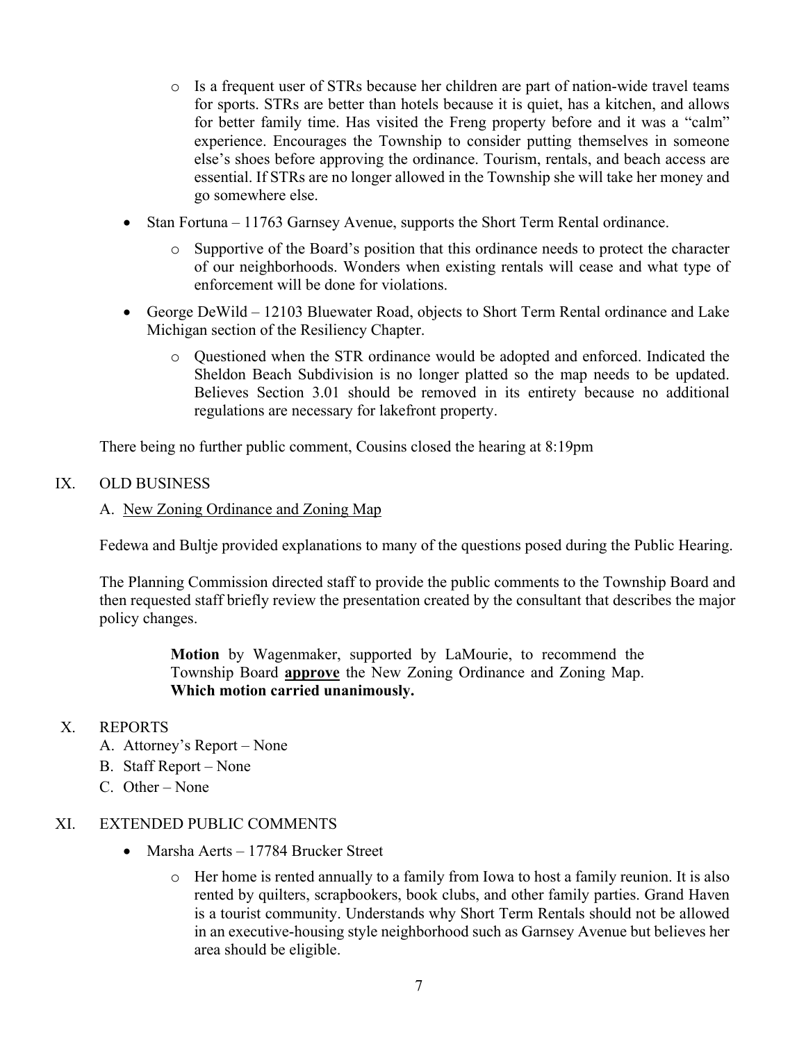- Is a frequent user of STRs because her children are part of nation-wide travel teams for sports. STRs are better than hotels because it is quiet, has a kitchen, and allows for better family time. Has visited the Freng property before and it was a "calm" experience. Encourages the Township to consider putting themselves in someone else's shoes before approving the ordinance. Tourism, rentals, and beach access are essential. If STRs are no longer allowed in the Township she will take her money and go somewhere else.
- Stan Fortuna – 11763 Garnsey Avenue, supports the Short Term Rental ordinance.
    - Supportive of the Board's position that this ordinance needs to protect the character of our neighborhoods. Wonders when existing rentals will cease and what type of enforcement will be done for violations.
- George DeWild – 12103 Bluewater Road, objects to Short Term Rental ordinance and Lake Michigan section of the Resiliency Chapter.
    - Questioned when the STR ordinance would be adopted and enforced. Indicated the Sheldon Beach Subdivision is no longer platted so the map needs to be updated. Believes Section 3.01 should be removed in its entirety because no additional regulations are necessary for lakefront property.

There being no further public comment, Cousins closed the hearing at 8:19pm

## IX. OLD BUSINESS

### A. New Zoning Ordinance and Zoning Map

Fedewa and Bultje provided explanations to many of the questions posed during the Public Hearing.

The Planning Commission directed staff to provide the public comments to the Township Board and then requested staff briefly review the presentation created by the consultant that describes the major policy changes.

> **Motion** by Wagenmaker, supported by LaMourie, to recommend the Township Board **approve** the New Zoning Ordinance and Zoning Map. **Which motion carried unanimously.**

## X. REPORTS

A. Attorney's Report – None
B. Staff Report – None
C. Other – None

## XI. EXTENDED PUBLIC COMMENTS

- Marsha Aerts – 17784 Brucker Street
    - Her home is rented annually to a family from Iowa to host a family reunion. It is also rented by quilters, scrapbookers, book clubs, and other family parties. Grand Haven is a tourist community. Understands why Short Term Rentals should not be allowed in an executive-housing style neighborhood such as Garnsey Avenue but believes her area should be eligible.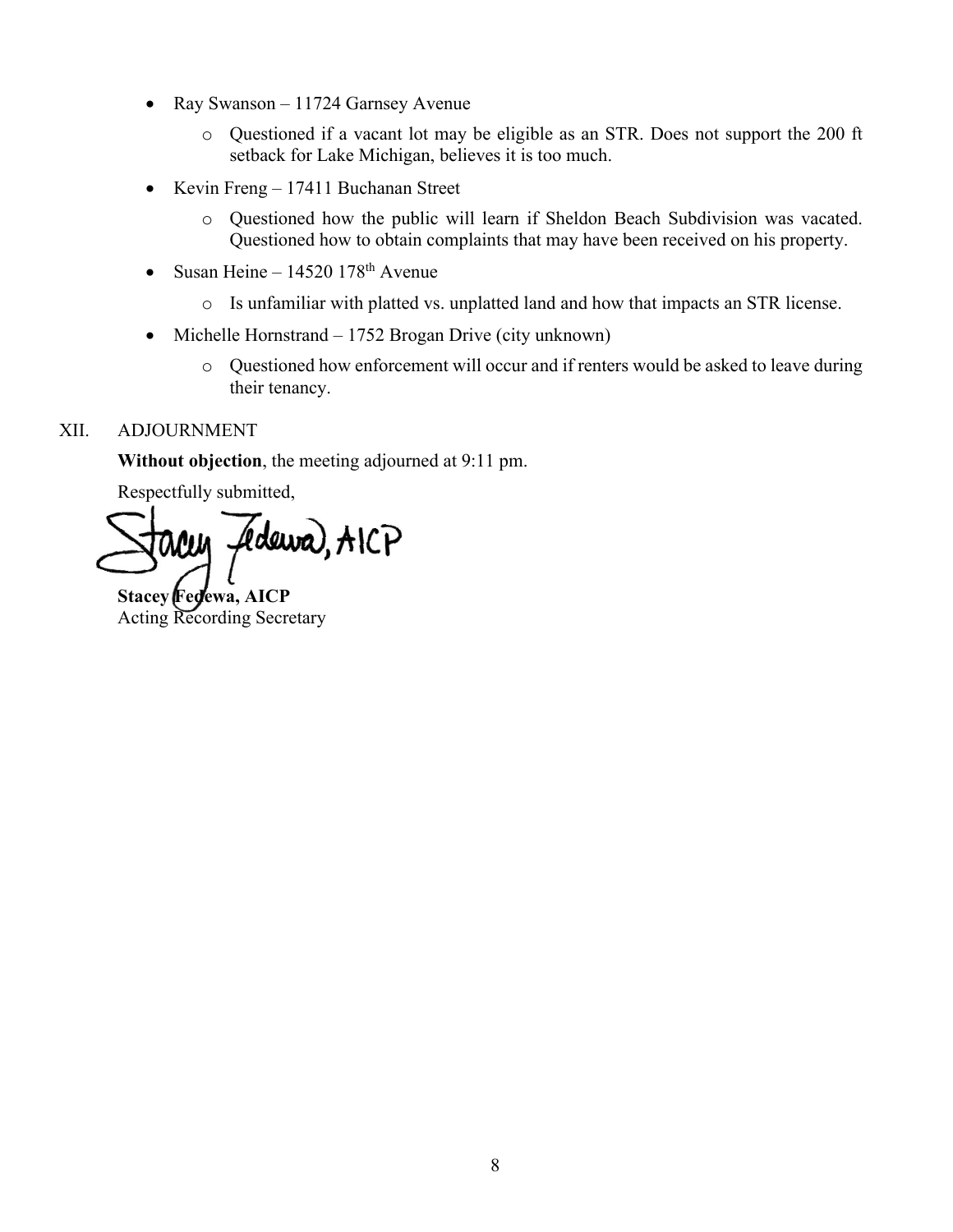- Ray Swanson – 11724 Garnsey Avenue
  - Questioned if a vacant lot may be eligible as an STR. Does not support the 200 ft setback for Lake Michigan, believes it is too much.
- Kevin Freng – 17411 Buchanan Street
  - Questioned how the public will learn if Sheldon Beach Subdivision was vacated. Questioned how to obtain complaints that may have been received on his property.
- Susan Heine – 14520 178th Avenue
  - Is unfamiliar with platted vs. unplatted land and how that impacts an STR license.
- Michelle Hornstrand – 1752 Brogan Drive (city unknown)
  - Questioned how enforcement will occur and if renters would be asked to leave during their tenancy.

XII. ADJOURNMENT

**Without objection**, the meeting adjourned at 9:11 pm.

Respectfully submitted,

Stacey Fedewa, AICP

**Stacey Fedewa, AICP**
Acting Recording Secretary